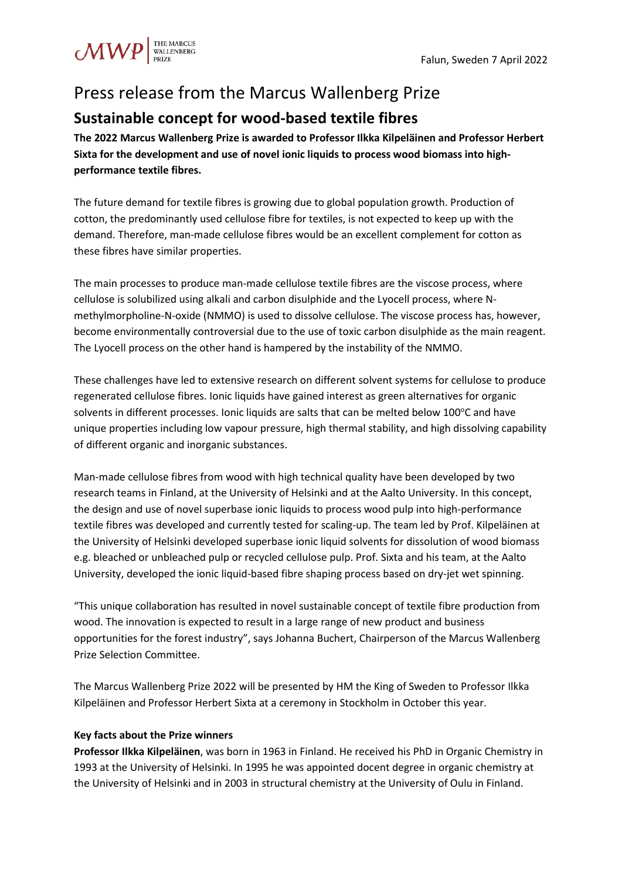Falun, Sweden 7 April 2022

# Press release from the Marcus Wallenberg Prize

## Sustainable concept for wood-based textile fibres

**The 2022 Marcus Wallenberg Prize is awarded to Professor Ilkka Kilpeläinen and Professor Herbert Sixta for the development and use of novel ionic liquids to process wood biomass into high-performance textile fibres.**

The future demand for textile fibres is growing due to global population growth. Production of cotton, the predominantly used cellulose fibre for textiles, is not expected to keep up with the demand. Therefore, man-made cellulose fibres would be an excellent complement for cotton as these fibres have similar properties.

The main processes to produce man-made cellulose textile fibres are the viscose process, where cellulose is solubilized using alkali and carbon disulphide and the Lyocell process, where N-methylmorpholine-N-oxide (NMMO) is used to dissolve cellulose. The viscose process has, however, become environmentally controversial due to the use of toxic carbon disulphide as the main reagent. The Lyocell process on the other hand is hampered by the instability of the NMMO.

These challenges have led to extensive research on different solvent systems for cellulose to produce regenerated cellulose fibres. Ionic liquids have gained interest as green alternatives for organic solvents in different processes. Ionic liquids are salts that can be melted below 100°C and have unique properties including low vapour pressure, high thermal stability, and high dissolving capability of different organic and inorganic substances.

Man-made cellulose fibres from wood with high technical quality have been developed by two research teams in Finland, at the University of Helsinki and at the Aalto University. In this concept, the design and use of novel superbase ionic liquids to process wood pulp into high-performance textile fibres was developed and currently tested for scaling-up. The team led by Prof. Kilpeläinen at the University of Helsinki developed superbase ionic liquid solvents for dissolution of wood biomass e.g. bleached or unbleached pulp or recycled cellulose pulp. Prof. Sixta and his team, at the Aalto University, developed the ionic liquid-based fibre shaping process based on dry-jet wet spinning.

"This unique collaboration has resulted in novel sustainable concept of textile fibre production from wood. The innovation is expected to result in a large range of new product and business opportunities for the forest industry", says Johanna Buchert, Chairperson of the Marcus Wallenberg Prize Selection Committee.

The Marcus Wallenberg Prize 2022 will be presented by HM the King of Sweden to Professor Ilkka Kilpeläinen and Professor Herbert Sixta at a ceremony in Stockholm in October this year.

**Key facts about the Prize winners**

**Professor Ilkka Kilpeläinen**, was born in 1963 in Finland. He received his PhD in Organic Chemistry in 1993 at the University of Helsinki. In 1995 he was appointed docent degree in organic chemistry at the University of Helsinki and in 2003 in structural chemistry at the University of Oulu in Finland.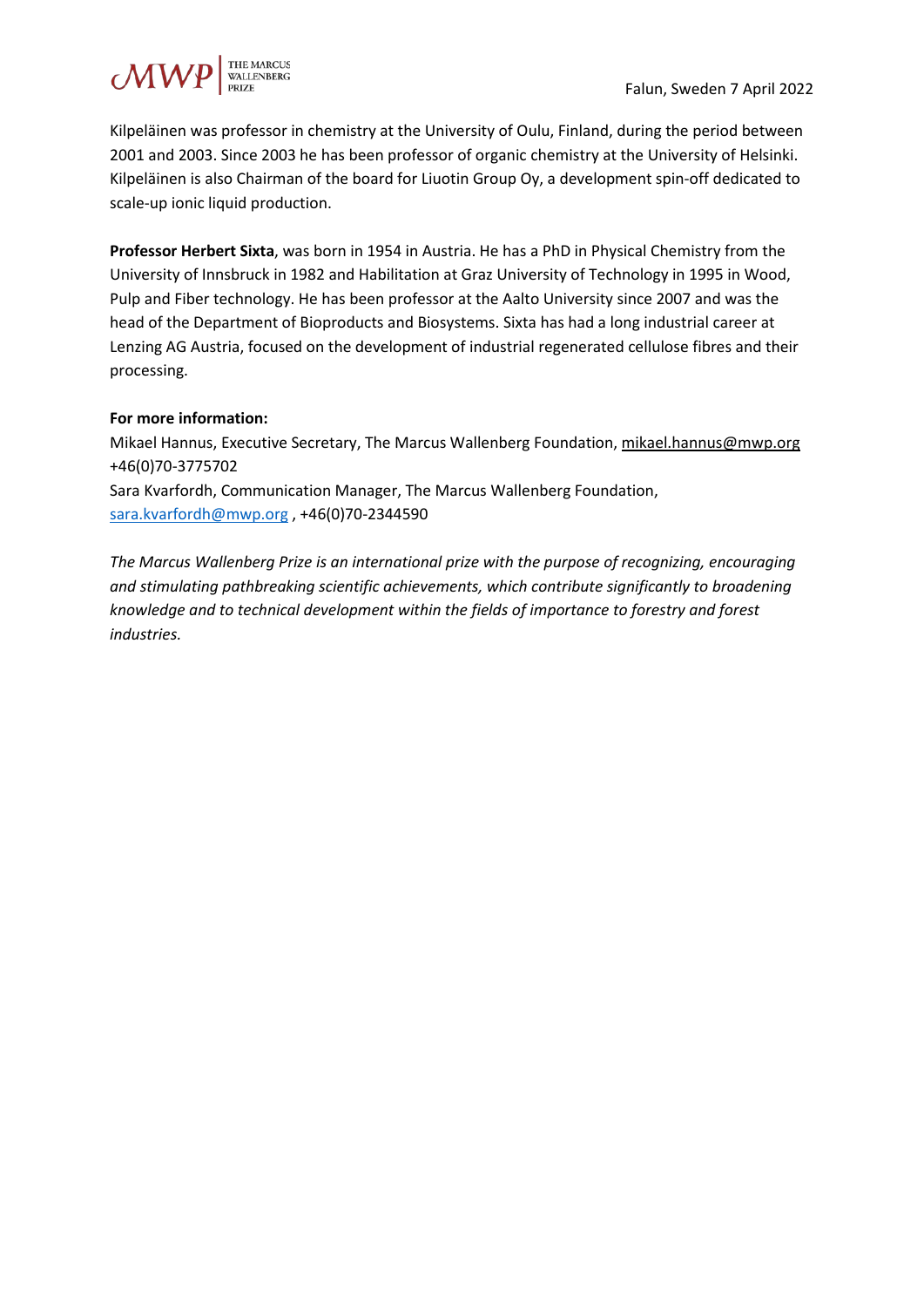Kilpeläinen was professor in chemistry at the University of Oulu, Finland, during the period between 2001 and 2003. Since 2003 he has been professor of organic chemistry at the University of Helsinki. Kilpeläinen is also Chairman of the board for Liuotin Group Oy, a development spin-off dedicated to scale-up ionic liquid production.

**Professor Herbert Sixta**, was born in 1954 in Austria. He has a PhD in Physical Chemistry from the University of Innsbruck in 1982 and Habilitation at Graz University of Technology in 1995 in Wood, Pulp and Fiber technology. He has been professor at the Aalto University since 2007 and was the head of the Department of Bioproducts and Biosystems. Sixta has had a long industrial career at Lenzing AG Austria, focused on the development of industrial regenerated cellulose fibres and their processing.

**For more information:**
Mikael Hannus, Executive Secretary, The Marcus Wallenberg Foundation, mikael.hannus@mwp.org +46(0)70-3775702
Sara Kvarfordh, Communication Manager, The Marcus Wallenberg Foundation, sara.kvarfordh@mwp.org , +46(0)70-2344590

*The Marcus Wallenberg Prize is an international prize with the purpose of recognizing, encouraging and stimulating pathbreaking scientific achievements, which contribute significantly to broadening knowledge and to technical development within the fields of importance to forestry and forest industries.*